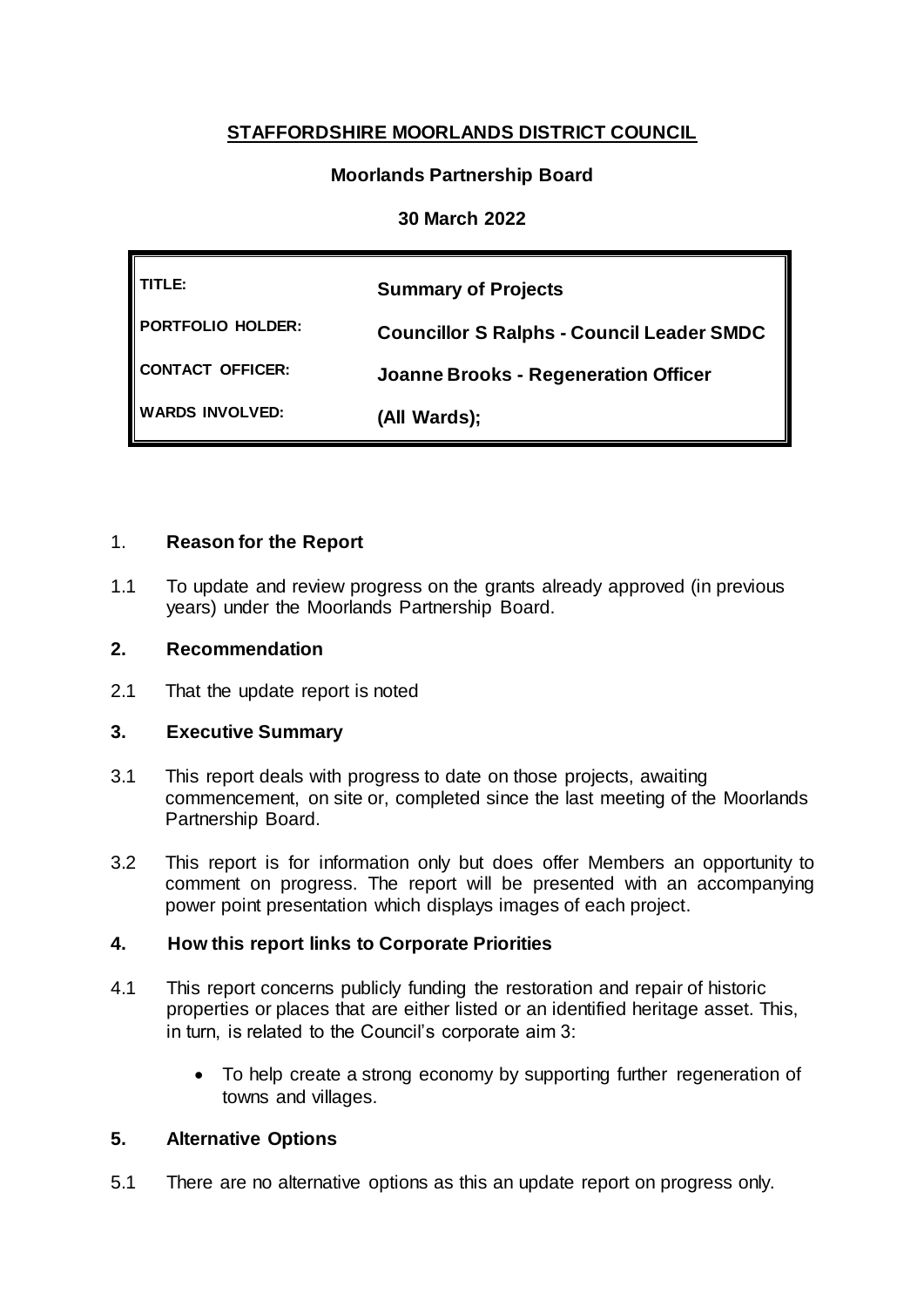# STAFFORDSHIRE MOORLANDS DISTRICT COUNCIL

**Moorlands Partnership Board**

**30 March 2022**

| | |
|---|---|
| **TITLE:** | **Summary of Projects** |
| **PORTFOLIO HOLDER:** | **Councillor S Ralphs - Council Leader SMDC** |
| **CONTACT OFFICER:** | **Joanne Brooks - Regeneration Officer** |
| **WARDS INVOLVED:** | **(All Wards);** |

## 1. Reason for the Report

1.1 To update and review progress on the grants already approved (in previous years) under the Moorlands Partnership Board.

## 2. Recommendation

2.1 That the update report is noted

## 3. Executive Summary

3.1 This report deals with progress to date on those projects, awaiting commencement, on site or, completed since the last meeting of the Moorlands Partnership Board.

3.2 This report is for information only but does offer Members an opportunity to comment on progress. The report will be presented with an accompanying power point presentation which displays images of each project.

## 4. How this report links to Corporate Priorities

4.1 This report concerns publicly funding the restoration and repair of historic properties or places that are either listed or an identified heritage asset. This, in turn, is related to the Council's corporate aim 3:

- To help create a strong economy by supporting further regeneration of towns and villages.

## 5. Alternative Options

5.1 There are no alternative options as this an update report on progress only.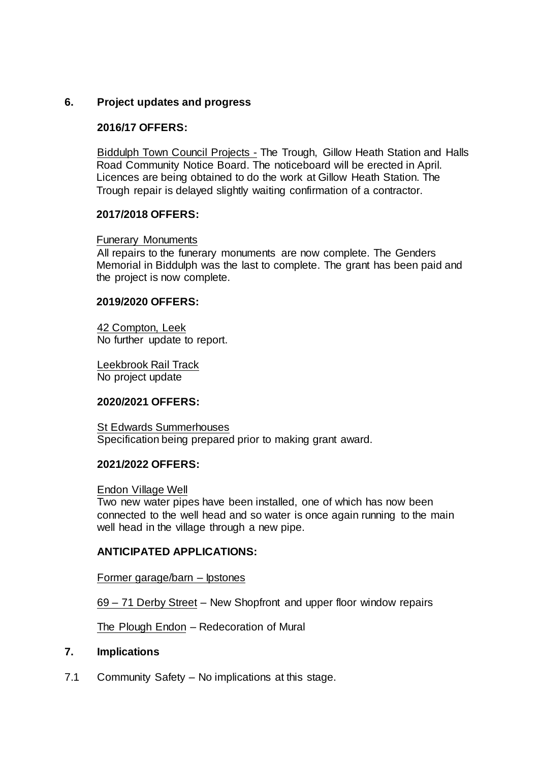## 6. Project updates and progress

### 2016/17 OFFERS:

<u>Biddulph Town Council Projects -</u> The Trough, Gillow Heath Station and Halls Road Community Notice Board. The noticeboard will be erected in April. Licences are being obtained to do the work at Gillow Heath Station. The Trough repair is delayed slightly waiting confirmation of a contractor.

### 2017/2018 OFFERS:

<u>Funerary Monuments</u>
All repairs to the funerary monuments are now complete. The Genders Memorial in Biddulph was the last to complete. The grant has been paid and the project is now complete.

### 2019/2020 OFFERS:

<u>42 Compton, Leek</u>
No further update to report.

<u>Leekbrook Rail Track</u>
No project update

### 2020/2021 OFFERS:

<u>St Edwards Summerhouses</u>
Specification being prepared prior to making grant award.

### 2021/2022 OFFERS:

<u>Endon Village Well</u>
Two new water pipes have been installed, one of which has now been connected to the well head and so water is once again running to the main well head in the village through a new pipe.

### ANTICIPATED APPLICATIONS:

<u>Former garage/barn – Ipstones</u>

<u>69 – 71 Derby Street</u> – New Shopfront and upper floor window repairs

<u>The Plough Endon</u> – Redecoration of Mural

## 7. Implications

7.1 Community Safety – No implications at this stage.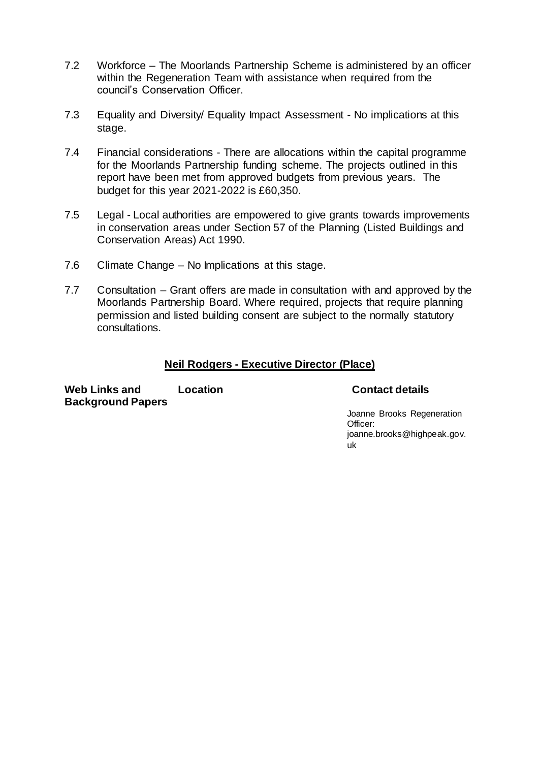7.2 Workforce – The Moorlands Partnership Scheme is administered by an officer within the Regeneration Team with assistance when required from the council's Conservation Officer.

7.3 Equality and Diversity/ Equality Impact Assessment - No implications at this stage.

7.4 Financial considerations - There are allocations within the capital programme for the Moorlands Partnership funding scheme. The projects outlined in this report have been met from approved budgets from previous years. The budget for this year 2021-2022 is £60,350.

7.5 Legal - Local authorities are empowered to give grants towards improvements in conservation areas under Section 57 of the Planning (Listed Buildings and Conservation Areas) Act 1990.

7.6 Climate Change – No Implications at this stage.

7.7 Consultation – Grant offers are made in consultation with and approved by the Moorlands Partnership Board. Where required, projects that require planning permission and listed building consent are subject to the normally statutory consultations.

**Neil Rodgers - Executive Director (Place)**

| **Web Links and Background Papers** | **Location** | **Contact details** |
| --- | --- | --- |
| | | Joanne Brooks Regeneration Officer: joanne.brooks@highpeak.gov.uk |